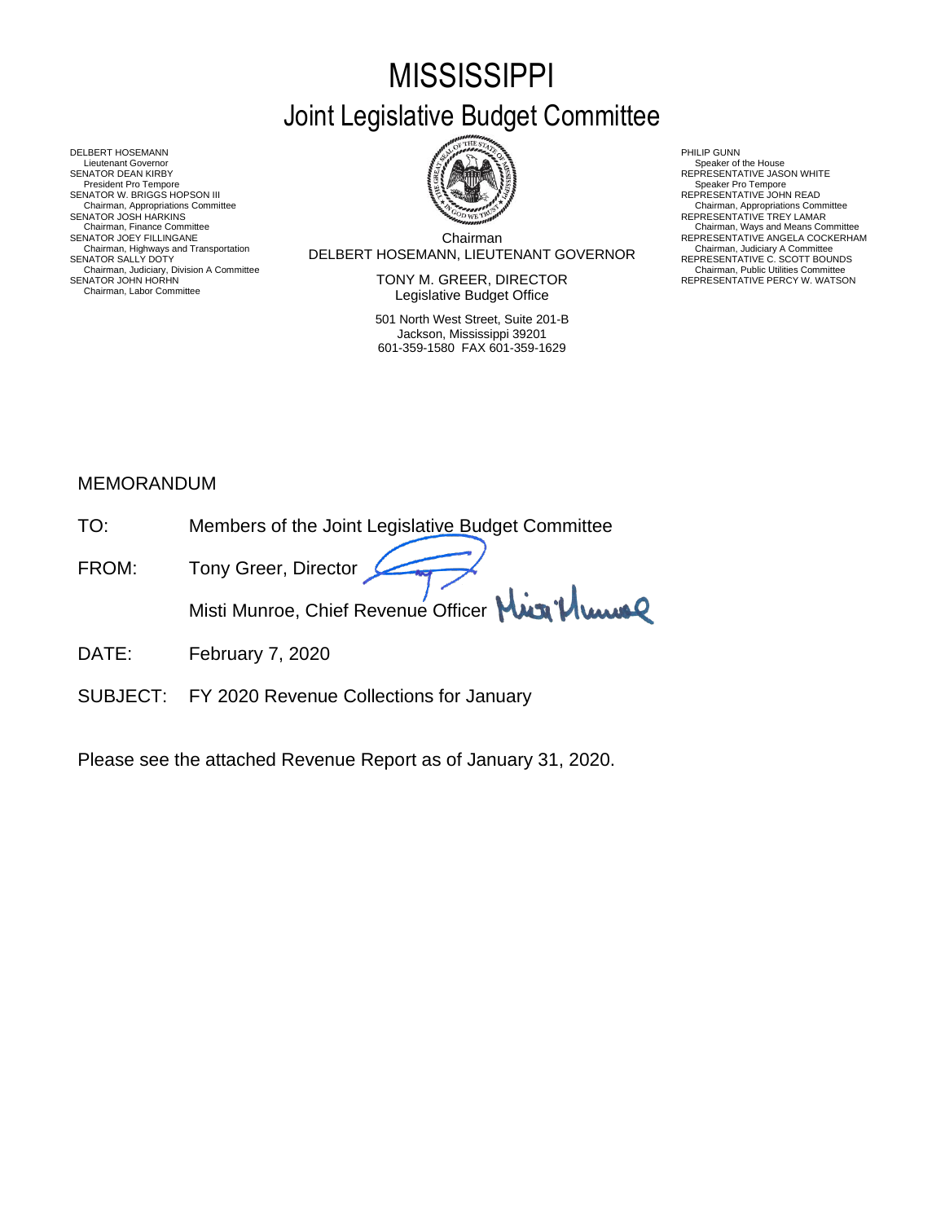# MISSISSIPPI

## Joint Legislative Budget Committee

DELBERT HOSEMANN
Lieutenant Governor
SENATOR DEAN KIRBY
President Pro Tempore
SENATOR W. BRIGGS HOPSON III
Chairman, Appropriations Committee
SENATOR JOSH HARKINS
Chairman, Finance Committee
SENATOR JOEY FILLINGANE
Chairman, Highways and Transportation
SENATOR SALLY DOTY
Chairman, Judiciary, Division A Committee
SENATOR JOHN HORHN
Chairman, Labor Committee

Chairman
DELBERT HOSEMANN, LIEUTENANT GOVERNOR

TONY M. GREER, DIRECTOR
Legislative Budget Office

501 North West Street, Suite 201-B
Jackson, Mississippi 39201
601-359-1580 FAX 601-359-1629

PHILIP GUNN
Speaker of the House
REPRESENTATIVE JASON WHITE
Speaker Pro Tempore
REPRESENTATIVE JOHN READ
Chairman, Appropriations Committee
REPRESENTATIVE TREY LAMAR
Chairman, Ways and Means Committee
REPRESENTATIVE ANGELA COCKERHAM
Chairman, Judiciary A Committee
REPRESENTATIVE C. SCOTT BOUNDS
Chairman, Public Utilities Committee
REPRESENTATIVE PERCY W. WATSON

MEMORANDUM

TO: Members of the Joint Legislative Budget Committee

FROM: Tony Greer, Director

Misti Munroe, Chief Revenue Officer

DATE: February 7, 2020

SUBJECT: FY 2020 Revenue Collections for January

Please see the attached Revenue Report as of January 31, 2020.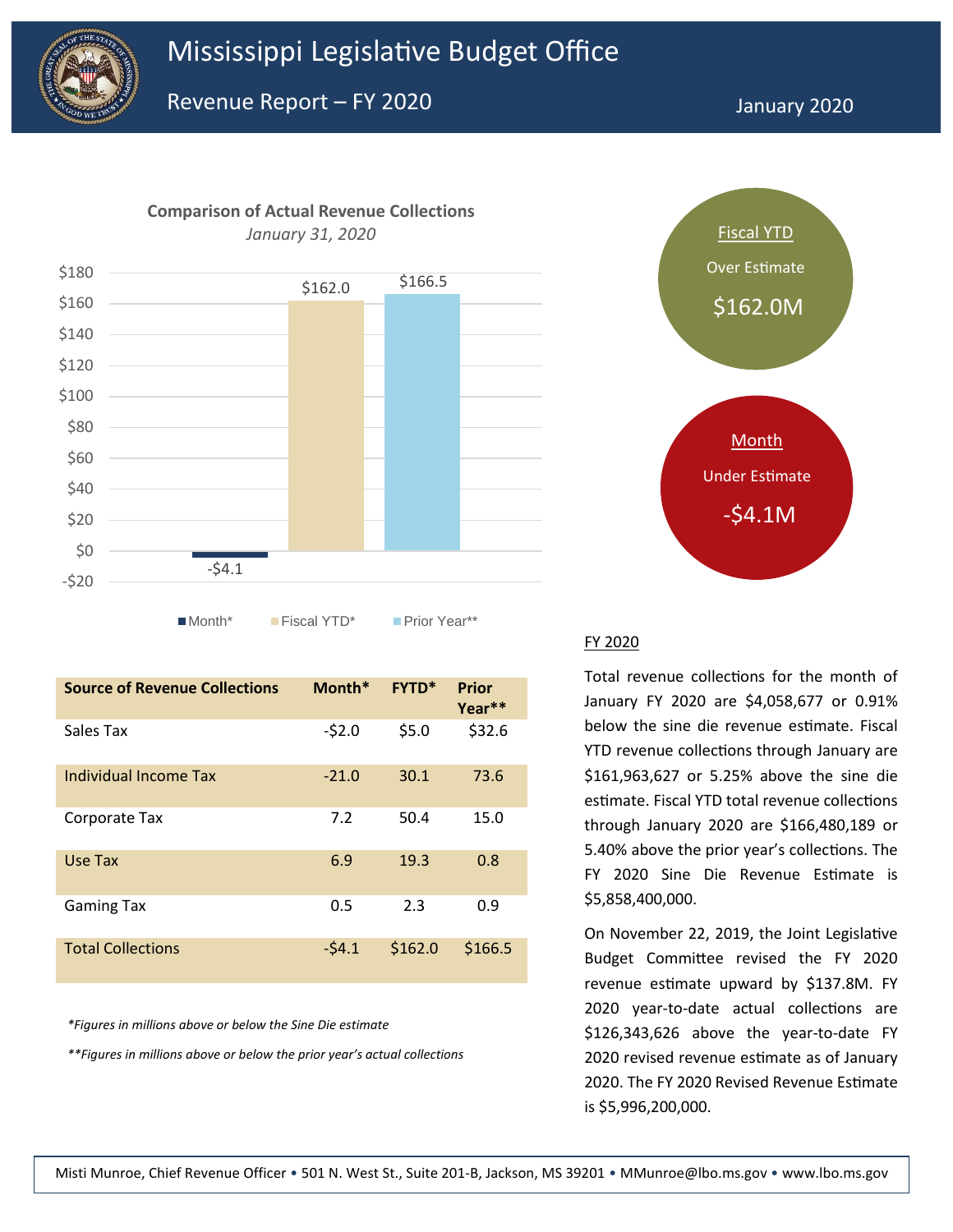# Mississippi Legislative Budget Office

## Revenue Report – FY 2020

January 2020

**Comparison of Actual Revenue Collections**

*January 31, 2020*

| | Month* | Fiscal YTD* | Prior Year** |
|---|---|---|---|
| Value | -$4.1 | $162.0 | $166.5 |

**Fiscal YTD** Over Estimate **$162.0M**

**Month** Under Estimate **-$4.1M**

| Source of Revenue Collections | Month* | FYTD* | Prior Year** |
|---|---|---|---|
| Sales Tax | -$2.0 | $5.0 | $32.6 |
| Individual Income Tax | -21.0 | 30.1 | 73.6 |
| Corporate Tax | 7.2 | 50.4 | 15.0 |
| Use Tax | 6.9 | 19.3 | 0.8 |
| Gaming Tax | 0.5 | 2.3 | 0.9 |
| Total Collections | -$4.1 | $162.0 | $166.5 |

*\*Figures in millions above or below the Sine Die estimate*

*\*\*Figures in millions above or below the prior year's actual collections*

### FY 2020

Total revenue collections for the month of January FY 2020 are $4,058,677 or 0.91% below the sine die revenue estimate. Fiscal YTD revenue collections through January are $161,963,627 or 5.25% above the sine die estimate. Fiscal YTD total revenue collections through January 2020 are $166,480,189 or 5.40% above the prior year's collections. The FY 2020 Sine Die Revenue Estimate is $5,858,400,000.

On November 22, 2019, the Joint Legislative Budget Committee revised the FY 2020 revenue estimate upward by $137.8M. FY 2020 year-to-date actual collections are $126,343,626 above the year-to-date FY 2020 revised revenue estimate as of January 2020. The FY 2020 Revised Revenue Estimate is $5,996,200,000.

Misti Munroe, Chief Revenue Officer • 501 N. West St., Suite 201-B, Jackson, MS 39201 • MMunroe@lbo.ms.gov • www.lbo.ms.gov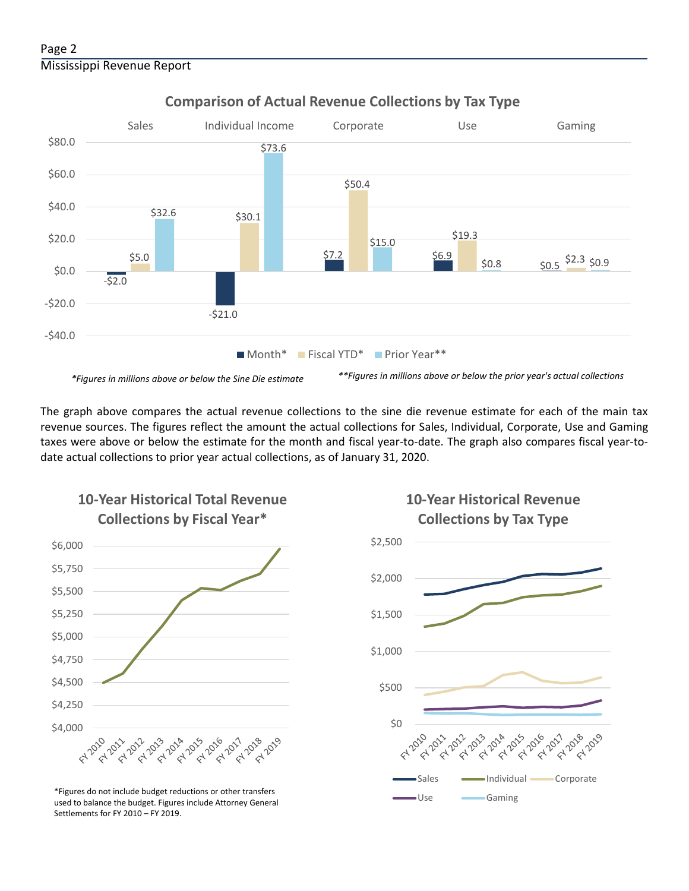## Comparison of Actual Revenue Collections by Tax Type

| | Month* | Fiscal YTD* | Prior Year** |
|---|---|---|---|
| Sales | -$2.0 | $5.0 | $32.6 |
| Individual Income | -$21.0 | $30.1 | $73.6 |
| Corporate | $7.2 | $50.4 | $15.0 |
| Use | $6.9 | $19.3 | $0.8 |
| Gaming | $0.5 | $2.3 | $0.9 |

*\*Figures in millions above or below the Sine Die estimate*

*\*\*Figures in millions above or below the prior year's actual collections*

The graph above compares the actual revenue collections to the sine die revenue estimate for each of the main tax revenue sources. The figures reflect the amount the actual collections for Sales, Individual, Corporate, Use and Gaming taxes were above or below the estimate for the month and fiscal year-to-date. The graph also compares fiscal year-to-date actual collections to prior year actual collections, as of January 31, 2020.

## 10-Year Historical Total Revenue Collections by Fiscal Year*

\*Figures do not include budget reductions or other transfers used to balance the budget. Figures include Attorney General Settlements for FY 2010 – FY 2019.

## 10-Year Historical Revenue Collections by Tax Type

Sales, Individual, Corporate, Use, Gaming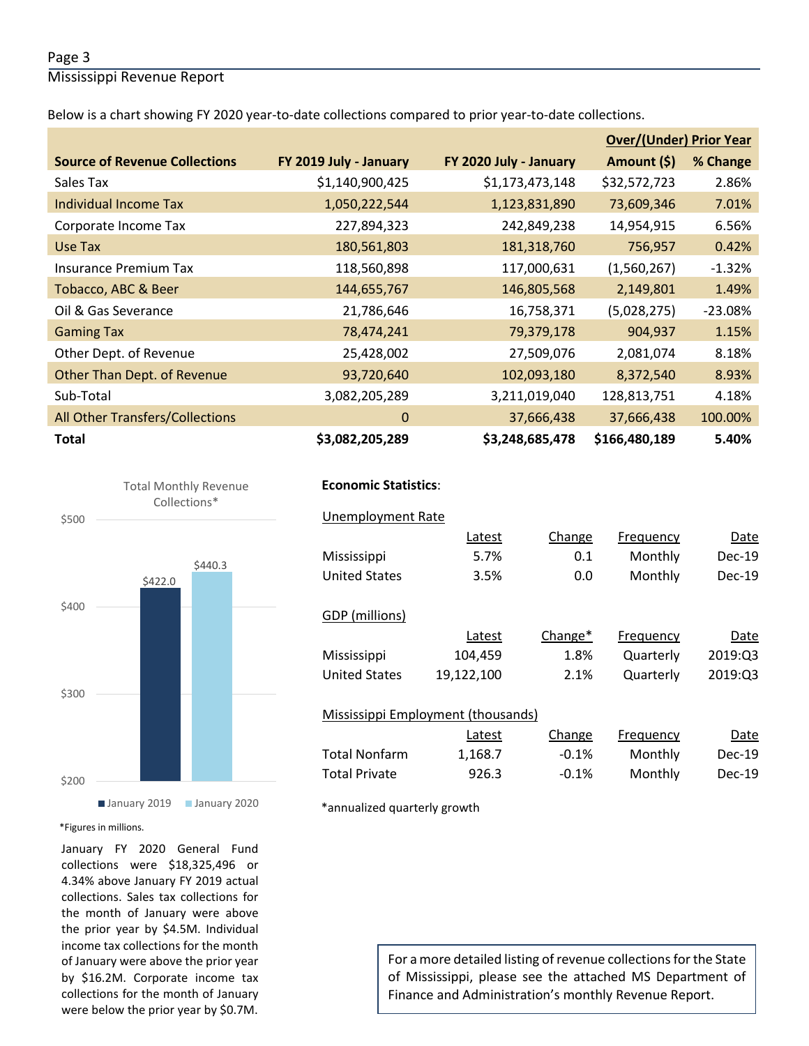Below is a chart showing FY 2020 year-to-date collections compared to prior year-to-date collections.

| Source of Revenue Collections | FY 2019 July - January | FY 2020 July - January | Over/(Under) Prior Year Amount ($) | % Change |
|---|---|---|---|---|
| Sales Tax | $1,140,900,425 | $1,173,473,148 | $32,572,723 | 2.86% |
| Individual Income Tax | 1,050,222,544 | 1,123,831,890 | 73,609,346 | 7.01% |
| Corporate Income Tax | 227,894,323 | 242,849,238 | 14,954,915 | 6.56% |
| Use Tax | 180,561,803 | 181,318,760 | 756,957 | 0.42% |
| Insurance Premium Tax | 118,560,898 | 117,000,631 | (1,560,267) | -1.32% |
| Tobacco, ABC & Beer | 144,655,767 | 146,805,568 | 2,149,801 | 1.49% |
| Oil & Gas Severance | 21,786,646 | 16,758,371 | (5,028,275) | -23.08% |
| Gaming Tax | 78,474,241 | 79,379,178 | 904,937 | 1.15% |
| Other Dept. of Revenue | 25,428,002 | 27,509,076 | 2,081,074 | 8.18% |
| Other Than Dept. of Revenue | 93,720,640 | 102,093,180 | 8,372,540 | 8.93% |
| Sub-Total | 3,082,205,289 | 3,211,019,040 | 128,813,751 | 4.18% |
| All Other Transfers/Collections | 0 | 37,666,438 | 37,666,438 | 100.00% |
| **Total** | **$3,082,205,289** | **$3,248,685,478** | **$166,480,189** | **5.40%** |

Total Monthly Revenue Collections*

| | January 2019 | January 2020 |
|---|---|---|
| Total Monthly Revenue Collections | $422.0 | $440.3 |

*Figures in millions.

January FY 2020 General Fund collections were $18,325,496 or 4.34% above January FY 2019 actual collections. Sales tax collections for the month of January were above the prior year by $4.5M. Individual income tax collections for the month of January were above the prior year by $16.2M. Corporate income tax collections for the month of January were below the prior year by $0.7M.

**Economic Statistics**:

Unemployment Rate

| | Latest | Change | Frequency | Date |
|---|---|---|---|---|
| Mississippi | 5.7% | 0.1 | Monthly | Dec-19 |
| United States | 3.5% | 0.0 | Monthly | Dec-19 |

GDP (millions)

| | Latest | Change* | Frequency | Date |
|---|---|---|---|---|
| Mississippi | 104,459 | 1.8% | Quarterly | 2019:Q3 |
| United States | 19,122,100 | 2.1% | Quarterly | 2019:Q3 |

Mississippi Employment (thousands)

| | Latest | Change | Frequency | Date |
|---|---|---|---|---|
| Total Nonfarm | 1,168.7 | -0.1% | Monthly | Dec-19 |
| Total Private | 926.3 | -0.1% | Monthly | Dec-19 |

*annualized quarterly growth

For a more detailed listing of revenue collections for the State of Mississippi, please see the attached MS Department of Finance and Administration's monthly Revenue Report.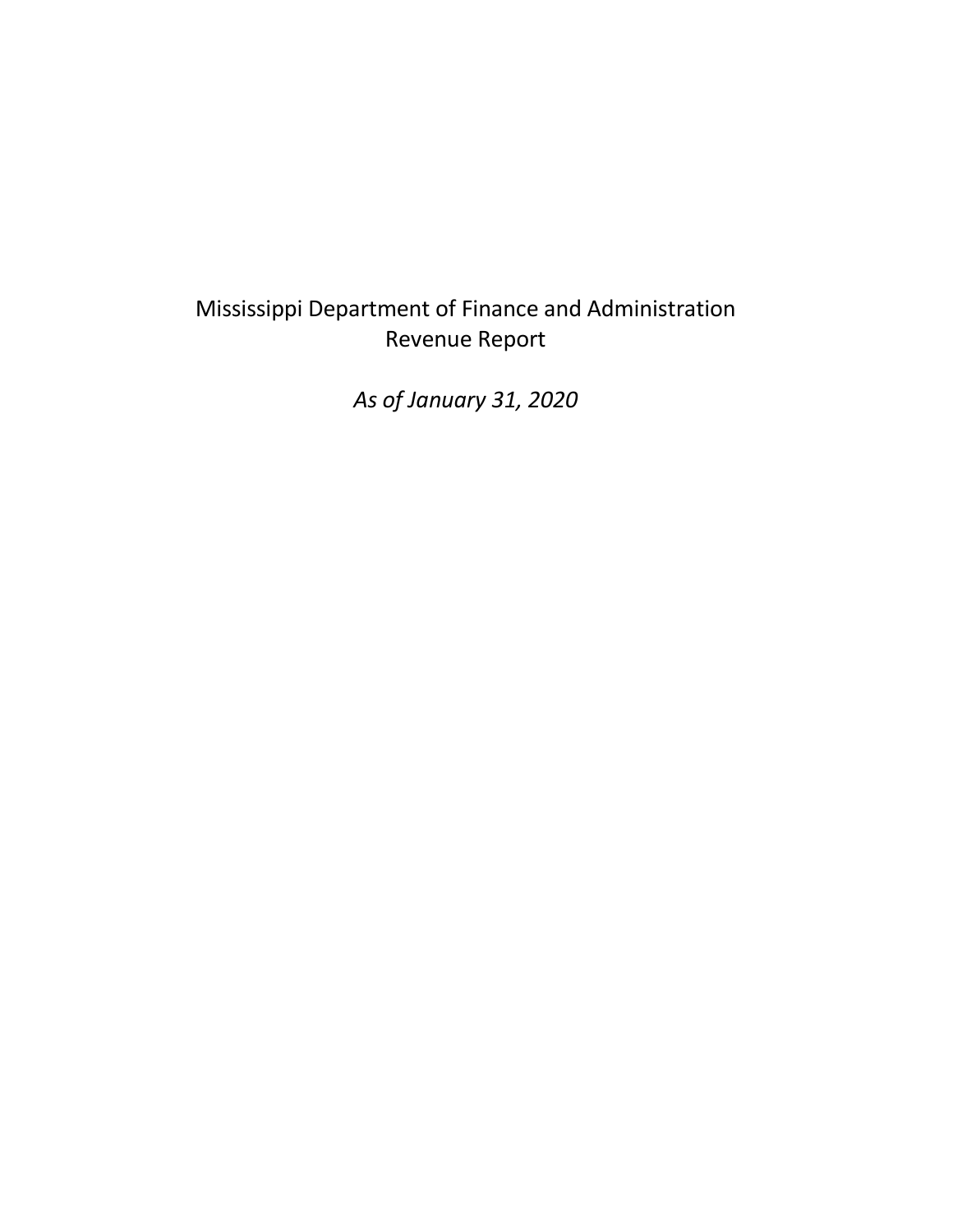Mississippi Department of Finance and Administration
Revenue Report

*As of January 31, 2020*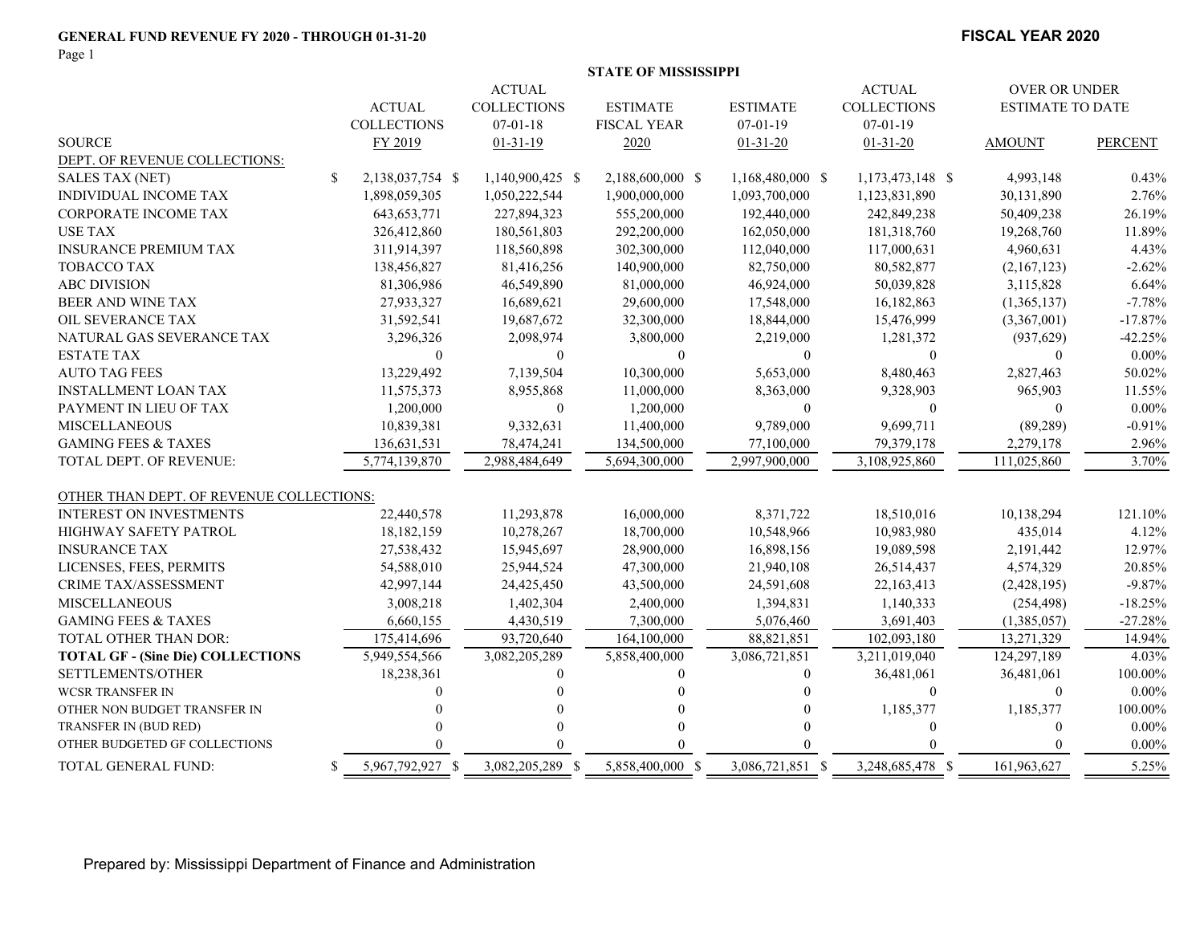**GENERAL FUND REVENUE FY 2020 - THROUGH 01-31-20**

**FISCAL YEAR 2020**

**STATE OF MISSISSIPPI**

| SOURCE | ACTUAL COLLECTIONS FY 2019 | ACTUAL COLLECTIONS 07-01-18 01-31-19 | ESTIMATE FISCAL YEAR 2020 | ESTIMATE 07-01-19 01-31-20 | ACTUAL COLLECTIONS 07-01-19 01-31-20 | OVER OR UNDER ESTIMATE TO DATE AMOUNT | PERCENT |
|---|---|---|---|---|---|---|---|
| DEPT. OF REVENUE COLLECTIONS: | | | | | | | |
| SALES TAX (NET) | $ 2,138,037,754 | $ 1,140,900,425 | $ 2,188,600,000 | $ 1,168,480,000 | $ 1,173,473,148 | $ 4,993,148 | 0.43% |
| INDIVIDUAL INCOME TAX | 1,898,059,305 | 1,050,222,544 | 1,900,000,000 | 1,093,700,000 | 1,123,831,890 | 30,131,890 | 2.76% |
| CORPORATE INCOME TAX | 643,653,771 | 227,894,323 | 555,200,000 | 192,440,000 | 242,849,238 | 50,409,238 | 26.19% |
| USE TAX | 326,412,860 | 180,561,803 | 292,200,000 | 162,050,000 | 181,318,760 | 19,268,760 | 11.89% |
| INSURANCE PREMIUM TAX | 311,914,397 | 118,560,898 | 302,300,000 | 112,040,000 | 117,000,631 | 4,960,631 | 4.43% |
| TOBACCO TAX | 138,456,827 | 81,416,256 | 140,900,000 | 82,750,000 | 80,582,877 | (2,167,123) | -2.62% |
| ABC DIVISION | 81,306,986 | 46,549,890 | 81,000,000 | 46,924,000 | 50,039,828 | 3,115,828 | 6.64% |
| BEER AND WINE TAX | 27,933,327 | 16,689,621 | 29,600,000 | 17,548,000 | 16,182,863 | (1,365,137) | -7.78% |
| OIL SEVERANCE TAX | 31,592,541 | 19,687,672 | 32,300,000 | 18,844,000 | 15,476,999 | (3,367,001) | -17.87% |
| NATURAL GAS SEVERANCE TAX | 3,296,326 | 2,098,974 | 3,800,000 | 2,219,000 | 1,281,372 | (937,629) | -42.25% |
| ESTATE TAX | 0 | 0 | 0 | 0 | 0 | 0 | 0.00% |
| AUTO TAG FEES | 13,229,492 | 7,139,504 | 10,300,000 | 5,653,000 | 8,480,463 | 2,827,463 | 50.02% |
| INSTALLMENT LOAN TAX | 11,575,373 | 8,955,868 | 11,000,000 | 8,363,000 | 9,328,903 | 965,903 | 11.55% |
| PAYMENT IN LIEU OF TAX | 1,200,000 | 0 | 1,200,000 | 0 | 0 | 0 | 0.00% |
| MISCELLANEOUS | 10,839,381 | 9,332,631 | 11,400,000 | 9,789,000 | 9,699,711 | (89,289) | -0.91% |
| GAMING FEES & TAXES | 136,631,531 | 78,474,241 | 134,500,000 | 77,100,000 | 79,379,178 | 2,279,178 | 2.96% |
| TOTAL DEPT. OF REVENUE: | 5,774,139,870 | 2,988,484,649 | 5,694,300,000 | 2,997,900,000 | 3,108,925,860 | 111,025,860 | 3.70% |
| OTHER THAN DEPT. OF REVENUE COLLECTIONS: | | | | | | | |
| INTEREST ON INVESTMENTS | 22,440,578 | 11,293,878 | 16,000,000 | 8,371,722 | 18,510,016 | 10,138,294 | 121.10% |
| HIGHWAY SAFETY PATROL | 18,182,159 | 10,278,267 | 18,700,000 | 10,548,966 | 10,983,980 | 435,014 | 4.12% |
| INSURANCE TAX | 27,538,432 | 15,945,697 | 28,900,000 | 16,898,156 | 19,089,598 | 2,191,442 | 12.97% |
| LICENSES, FEES, PERMITS | 54,588,010 | 25,944,524 | 47,300,000 | 21,940,108 | 26,514,437 | 4,574,329 | 20.85% |
| CRIME TAX/ASSESSMENT | 42,997,144 | 24,425,450 | 43,500,000 | 24,591,608 | 22,163,413 | (2,428,195) | -9.87% |
| MISCELLANEOUS | 3,008,218 | 1,402,304 | 2,400,000 | 1,394,831 | 1,140,333 | (254,498) | -18.25% |
| GAMING FEES & TAXES | 6,660,155 | 4,430,519 | 7,300,000 | 5,076,460 | 3,691,403 | (1,385,057) | -27.28% |
| TOTAL OTHER THAN DOR: | 175,414,696 | 93,720,640 | 164,100,000 | 88,821,851 | 102,093,180 | 13,271,329 | 14.94% |
| **TOTAL GF - (Sine Die) COLLECTIONS** | 5,949,554,566 | 3,082,205,289 | 5,858,400,000 | 3,086,721,851 | 3,211,019,040 | 124,297,189 | 4.03% |
| SETTLEMENTS/OTHER | 18,238,361 | 0 | 0 | 0 | 36,481,061 | 36,481,061 | 100.00% |
| WCSR TRANSFER IN | 0 | 0 | 0 | 0 | 0 | 0 | 0.00% |
| OTHER NON BUDGET TRANSFER IN | 0 | 0 | 0 | 0 | 1,185,377 | 1,185,377 | 100.00% |
| TRANSFER IN (BUD RED) | 0 | 0 | 0 | 0 | 0 | 0 | 0.00% |
| OTHER BUDGETED GF COLLECTIONS | 0 | 0 | 0 | 0 | 0 | 0 | 0.00% |
| TOTAL GENERAL FUND: | $ 5,967,792,927 | $ 3,082,205,289 | $ 5,858,400,000 | $ 3,086,721,851 | $ 3,248,685,478 | $ 161,963,627 | 5.25% |

Prepared by: Mississippi Department of Finance and Administration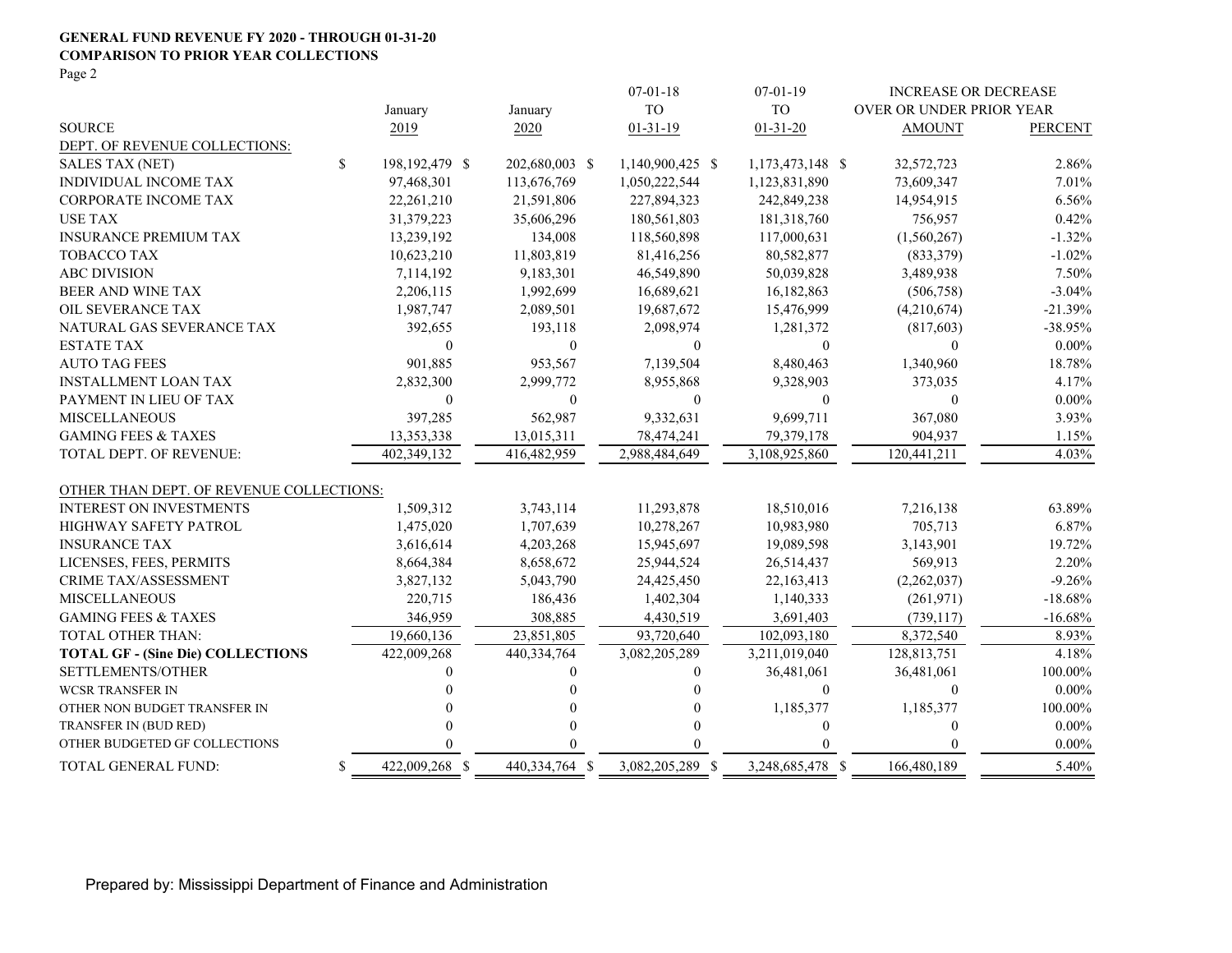**GENERAL FUND REVENUE FY 2020 - THROUGH 01-31-20**
**COMPARISON TO PRIOR YEAR COLLECTIONS**
Page 2

| SOURCE | January 2019 | January 2020 | 07-01-18 TO 01-31-19 | 07-01-19 TO 01-31-20 | INCREASE OR DECREASE OVER OR UNDER PRIOR YEAR AMOUNT | PERCENT |
|---|---|---|---|---|---|---|
| DEPT. OF REVENUE COLLECTIONS: | | | | | | |
| SALES TAX (NET) | $ 198,192,479 | $ 202,680,003 | $ 1,140,900,425 | $ 1,173,473,148 | $ 32,572,723 | 2.86% |
| INDIVIDUAL INCOME TAX | 97,468,301 | 113,676,769 | 1,050,222,544 | 1,123,831,890 | 73,609,347 | 7.01% |
| CORPORATE INCOME TAX | 22,261,210 | 21,591,806 | 227,894,323 | 242,849,238 | 14,954,915 | 6.56% |
| USE TAX | 31,379,223 | 35,606,296 | 180,561,803 | 181,318,760 | 756,957 | 0.42% |
| INSURANCE PREMIUM TAX | 13,239,192 | 134,008 | 118,560,898 | 117,000,631 | (1,560,267) | -1.32% |
| TOBACCO TAX | 10,623,210 | 11,803,819 | 81,416,256 | 80,582,877 | (833,379) | -1.02% |
| ABC DIVISION | 7,114,192 | 9,183,301 | 46,549,890 | 50,039,828 | 3,489,938 | 7.50% |
| BEER AND WINE TAX | 2,206,115 | 1,992,699 | 16,689,621 | 16,182,863 | (506,758) | -3.04% |
| OIL SEVERANCE TAX | 1,987,747 | 2,089,501 | 19,687,672 | 15,476,999 | (4,210,674) | -21.39% |
| NATURAL GAS SEVERANCE TAX | 392,655 | 193,118 | 2,098,974 | 1,281,372 | (817,603) | -38.95% |
| ESTATE TAX | 0 | 0 | 0 | 0 | 0 | 0.00% |
| AUTO TAG FEES | 901,885 | 953,567 | 7,139,504 | 8,480,463 | 1,340,960 | 18.78% |
| INSTALLMENT LOAN TAX | 2,832,300 | 2,999,772 | 8,955,868 | 9,328,903 | 373,035 | 4.17% |
| PAYMENT IN LIEU OF TAX | 0 | 0 | 0 | 0 | 0 | 0.00% |
| MISCELLANEOUS | 397,285 | 562,987 | 9,332,631 | 9,699,711 | 367,080 | 3.93% |
| GAMING FEES & TAXES | 13,353,338 | 13,015,311 | 78,474,241 | 79,379,178 | 904,937 | 1.15% |
| TOTAL DEPT. OF REVENUE: | 402,349,132 | 416,482,959 | 2,988,484,649 | 3,108,925,860 | 120,441,211 | 4.03% |
| OTHER THAN DEPT. OF REVENUE COLLECTIONS: | | | | | | |
| INTEREST ON INVESTMENTS | 1,509,312 | 3,743,114 | 11,293,878 | 18,510,016 | 7,216,138 | 63.89% |
| HIGHWAY SAFETY PATROL | 1,475,020 | 1,707,639 | 10,278,267 | 10,983,980 | 705,713 | 6.87% |
| INSURANCE TAX | 3,616,614 | 4,203,268 | 15,945,697 | 19,089,598 | 3,143,901 | 19.72% |
| LICENSES, FEES, PERMITS | 8,664,384 | 8,658,672 | 25,944,524 | 26,514,437 | 569,913 | 2.20% |
| CRIME TAX/ASSESSMENT | 3,827,132 | 5,043,790 | 24,425,450 | 22,163,413 | (2,262,037) | -9.26% |
| MISCELLANEOUS | 220,715 | 186,436 | 1,402,304 | 1,140,333 | (261,971) | -18.68% |
| GAMING FEES & TAXES | 346,959 | 308,885 | 4,430,519 | 3,691,403 | (739,117) | -16.68% |
| TOTAL OTHER THAN: | 19,660,136 | 23,851,805 | 93,720,640 | 102,093,180 | 8,372,540 | 8.93% |
| **TOTAL GF - (Sine Die) COLLECTIONS** | 422,009,268 | 440,334,764 | 3,082,205,289 | 3,211,019,040 | 128,813,751 | 4.18% |
| SETTLEMENTS/OTHER | 0 | 0 | 0 | 36,481,061 | 36,481,061 | 100.00% |
| WCSR TRANSFER IN | 0 | 0 | 0 | 0 | 0 | 0.00% |
| OTHER NON BUDGET TRANSFER IN | 0 | 0 | 0 | 1,185,377 | 1,185,377 | 100.00% |
| TRANSFER IN (BUD RED) | 0 | 0 | 0 | 0 | 0 | 0.00% |
| OTHER BUDGETED GF COLLECTIONS | 0 | 0 | 0 | 0 | 0 | 0.00% |
| TOTAL GENERAL FUND: | $ 422,009,268 | $ 440,334,764 | $ 3,082,205,289 | $ 3,248,685,478 | $ 166,480,189 | 5.40% |

Prepared by: Mississippi Department of Finance and Administration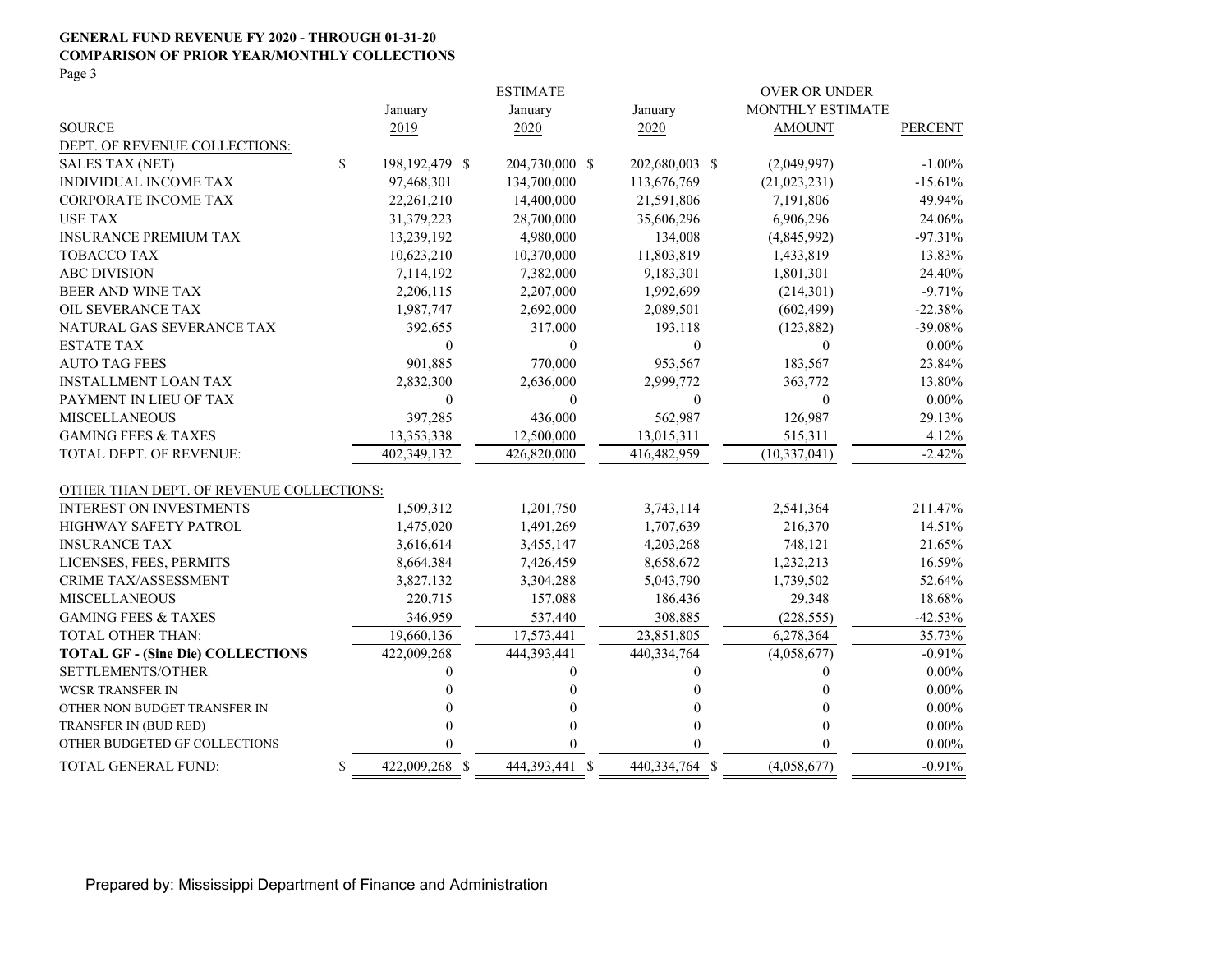**GENERAL FUND REVENUE FY 2020 - THROUGH 01-31-20**
**COMPARISON OF PRIOR YEAR/MONTHLY COLLECTIONS**
Page 3

| SOURCE | January 2019 | ESTIMATE January 2020 | January 2020 | OVER OR UNDER MONTHLY ESTIMATE AMOUNT | PERCENT |
|---|---|---|---|---|---|
| DEPT. OF REVENUE COLLECTIONS: | | | | | |
| SALES TAX (NET) | $ 198,192,479 | $ 204,730,000 | $ 202,680,003 | $ (2,049,997) | -1.00% |
| INDIVIDUAL INCOME TAX | 97,468,301 | 134,700,000 | 113,676,769 | (21,023,231) | -15.61% |
| CORPORATE INCOME TAX | 22,261,210 | 14,400,000 | 21,591,806 | 7,191,806 | 49.94% |
| USE TAX | 31,379,223 | 28,700,000 | 35,606,296 | 6,906,296 | 24.06% |
| INSURANCE PREMIUM TAX | 13,239,192 | 4,980,000 | 134,008 | (4,845,992) | -97.31% |
| TOBACCO TAX | 10,623,210 | 10,370,000 | 11,803,819 | 1,433,819 | 13.83% |
| ABC DIVISION | 7,114,192 | 7,382,000 | 9,183,301 | 1,801,301 | 24.40% |
| BEER AND WINE TAX | 2,206,115 | 2,207,000 | 1,992,699 | (214,301) | -9.71% |
| OIL SEVERANCE TAX | 1,987,747 | 2,692,000 | 2,089,501 | (602,499) | -22.38% |
| NATURAL GAS SEVERANCE TAX | 392,655 | 317,000 | 193,118 | (123,882) | -39.08% |
| ESTATE TAX | 0 | 0 | 0 | 0 | 0.00% |
| AUTO TAG FEES | 901,885 | 770,000 | 953,567 | 183,567 | 23.84% |
| INSTALLMENT LOAN TAX | 2,832,300 | 2,636,000 | 2,999,772 | 363,772 | 13.80% |
| PAYMENT IN LIEU OF TAX | 0 | 0 | 0 | 0 | 0.00% |
| MISCELLANEOUS | 397,285 | 436,000 | 562,987 | 126,987 | 29.13% |
| GAMING FEES & TAXES | 13,353,338 | 12,500,000 | 13,015,311 | 515,311 | 4.12% |
| TOTAL DEPT. OF REVENUE: | 402,349,132 | 426,820,000 | 416,482,959 | (10,337,041) | -2.42% |
| OTHER THAN DEPT. OF REVENUE COLLECTIONS: | | | | | |
| INTEREST ON INVESTMENTS | 1,509,312 | 1,201,750 | 3,743,114 | 2,541,364 | 211.47% |
| HIGHWAY SAFETY PATROL | 1,475,020 | 1,491,269 | 1,707,639 | 216,370 | 14.51% |
| INSURANCE TAX | 3,616,614 | 3,455,147 | 4,203,268 | 748,121 | 21.65% |
| LICENSES, FEES, PERMITS | 8,664,384 | 7,426,459 | 8,658,672 | 1,232,213 | 16.59% |
| CRIME TAX/ASSESSMENT | 3,827,132 | 3,304,288 | 5,043,790 | 1,739,502 | 52.64% |
| MISCELLANEOUS | 220,715 | 157,088 | 186,436 | 29,348 | 18.68% |
| GAMING FEES & TAXES | 346,959 | 537,440 | 308,885 | (228,555) | -42.53% |
| TOTAL OTHER THAN: | 19,660,136 | 17,573,441 | 23,851,805 | 6,278,364 | 35.73% |
| **TOTAL GF - (Sine Die) COLLECTIONS** | 422,009,268 | 444,393,441 | 440,334,764 | (4,058,677) | -0.91% |
| SETTLEMENTS/OTHER | 0 | 0 | 0 | 0 | 0.00% |
| WCSR TRANSFER IN | 0 | 0 | 0 | 0 | 0.00% |
| OTHER NON BUDGET TRANSFER IN | 0 | 0 | 0 | 0 | 0.00% |
| TRANSFER IN (BUD RED) | 0 | 0 | 0 | 0 | 0.00% |
| OTHER BUDGETED GF COLLECTIONS | 0 | 0 | 0 | 0 | 0.00% |
| TOTAL GENERAL FUND: | $ 422,009,268 | $ 444,393,441 | $ 440,334,764 | $ (4,058,677) | -0.91% |

Prepared by: Mississippi Department of Finance and Administration